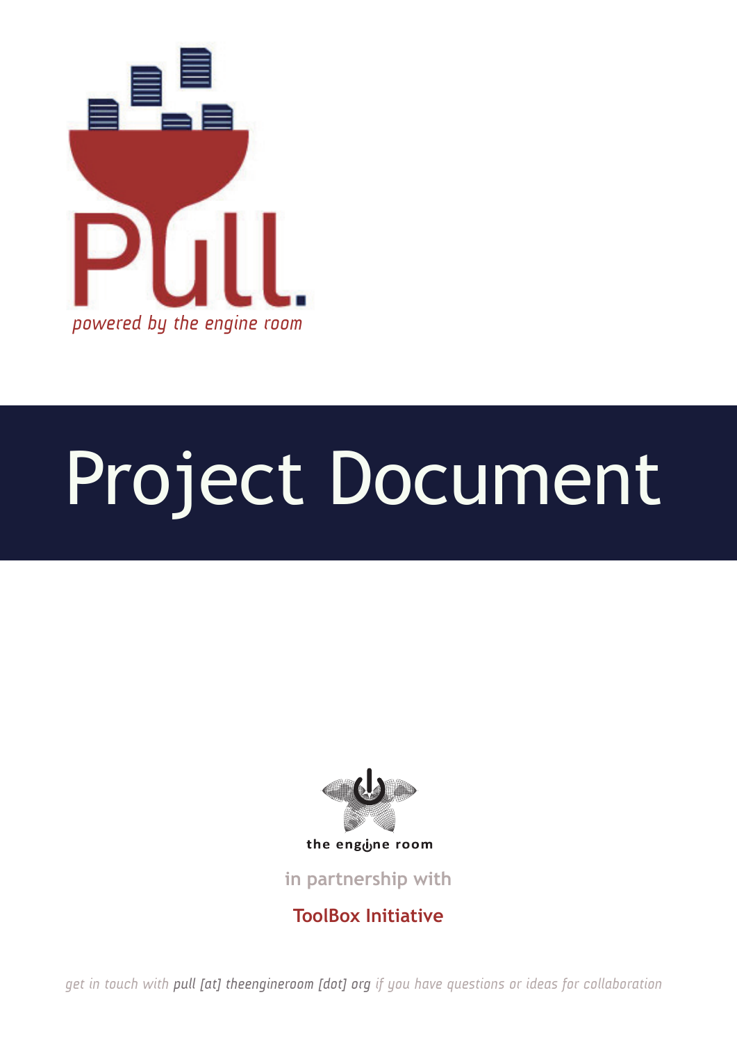Pull.

*powered by the engine room*

# Project Document

the engine room

in partnership with

**ToolBox Initiative**

*get in touch with pull [at] theengineroom [dot] org if you have questions or ideas for collaboration*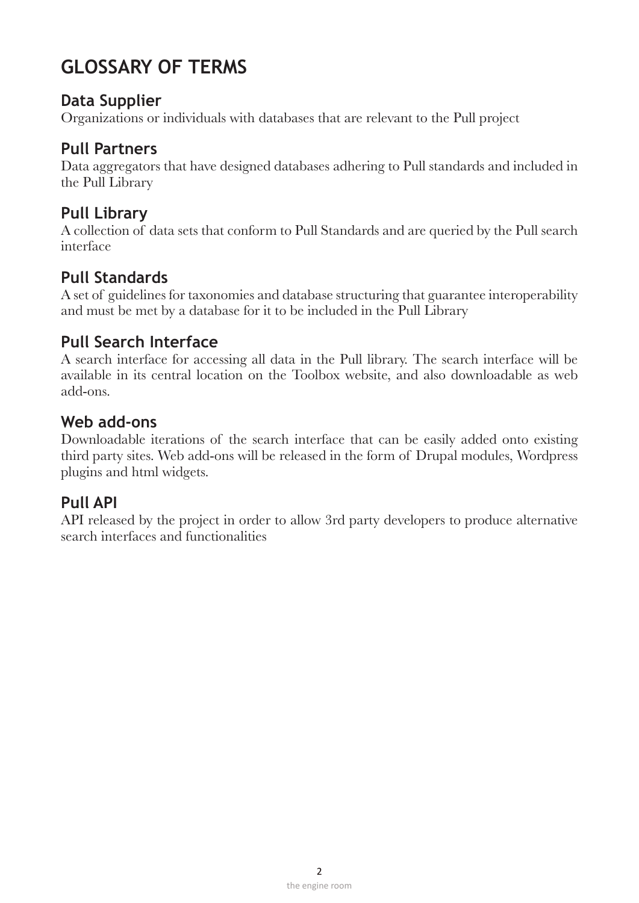# GLOSSARY OF TERMS

## Data Supplier

Organizations or individuals with databases that are relevant to the Pull project

## Pull Partners

Data aggregators that have designed databases adhering to Pull standards and included in the Pull Library

## Pull Library

A collection of data sets that conform to Pull Standards and are queried by the Pull search interface

## Pull Standards

A set of guidelines for taxonomies and database structuring that guarantee interoperability and must be met by a database for it to be included in the Pull Library

## Pull Search Interface

A search interface for accessing all data in the Pull library. The search interface will be available in its central location on the Toolbox website, and also downloadable as web add-ons.

## Web add-ons

Downloadable iterations of the search interface that can be easily added onto existing third party sites. Web add-ons will be released in the form of Drupal modules, Wordpress plugins and html widgets.

## Pull API

API released by the project in order to allow 3rd party developers to produce alternative search interfaces and functionalities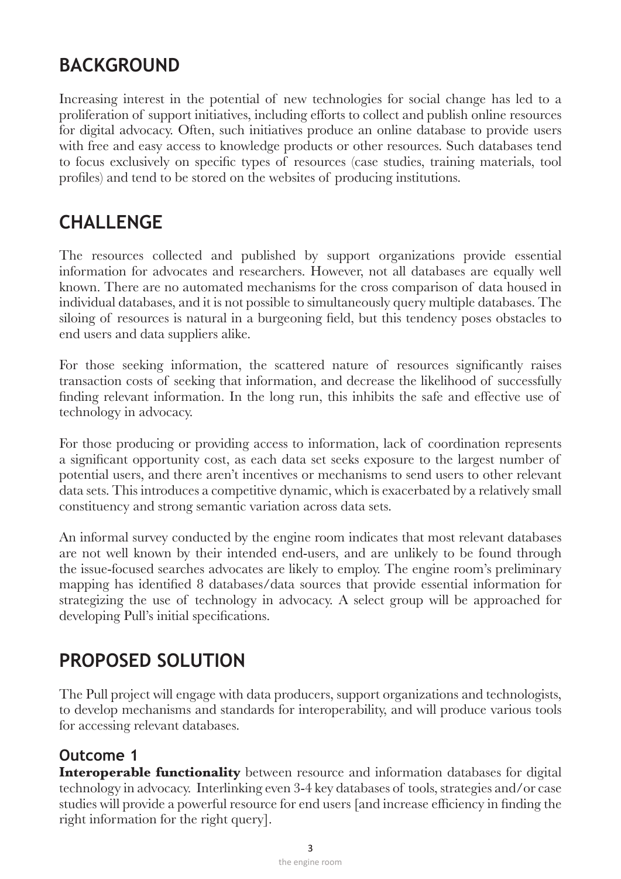## BACKGROUND

Increasing interest in the potential of new technologies for social change has led to a proliferation of support initiatives, including efforts to collect and publish online resources for digital advocacy. Often, such initiatives produce an online database to provide users with free and easy access to knowledge products or other resources. Such databases tend to focus exclusively on specific types of resources (case studies, training materials, tool profiles) and tend to be stored on the websites of producing institutions.

## CHALLENGE

The resources collected and published by support organizations provide essential information for advocates and researchers. However, not all databases are equally well known. There are no automated mechanisms for the cross comparison of data housed in individual databases, and it is not possible to simultaneously query multiple databases. The siloing of resources is natural in a burgeoning field, but this tendency poses obstacles to end users and data suppliers alike.

For those seeking information, the scattered nature of resources significantly raises transaction costs of seeking that information, and decrease the likelihood of successfully finding relevant information. In the long run, this inhibits the safe and effective use of technology in advocacy.

For those producing or providing access to information, lack of coordination represents a significant opportunity cost, as each data set seeks exposure to the largest number of potential users, and there aren't incentives or mechanisms to send users to other relevant data sets. This introduces a competitive dynamic, which is exacerbated by a relatively small constituency and strong semantic variation across data sets.

An informal survey conducted by the engine room indicates that most relevant databases are not well known by their intended end-users, and are unlikely to be found through the issue-focused searches advocates are likely to employ. The engine room's preliminary mapping has identified 8 databases/data sources that provide essential information for strategizing the use of technology in advocacy. A select group will be approached for developing Pull's initial specifications.

## PROPOSED SOLUTION

The Pull project will engage with data producers, support organizations and technologists, to develop mechanisms and standards for interoperability, and will produce various tools for accessing relevant databases.

### Outcome 1

**Interoperable functionality** between resource and information databases for digital technology in advocacy. Interlinking even 3-4 key databases of tools, strategies and/or case studies will provide a powerful resource for end users [and increase efficiency in finding the right information for the right query].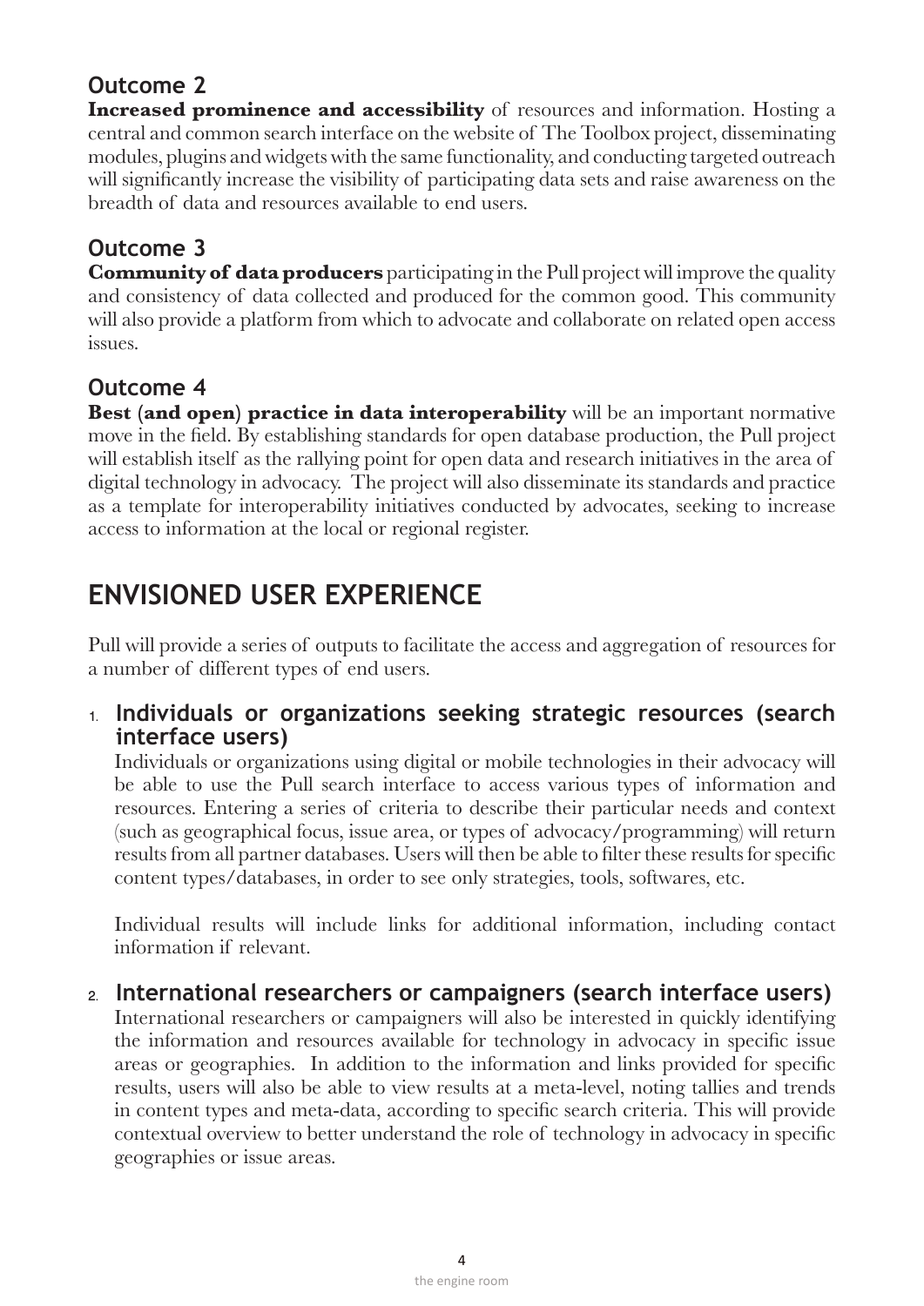### Outcome 2

**Increased prominence and accessibility** of resources and information. Hosting a central and common search interface on the website of The Toolbox project, disseminating modules, plugins and widgets with the same functionality, and conducting targeted outreach will significantly increase the visibility of participating data sets and raise awareness on the breadth of data and resources available to end users.

### Outcome 3

**Community of data producers** participating in the Pull project will improve the quality and consistency of data collected and produced for the common good. This community will also provide a platform from which to advocate and collaborate on related open access issues.

### Outcome 4

**Best (and open) practice in data interoperability** will be an important normative move in the field. By establishing standards for open database production, the Pull project will establish itself as the rallying point for open data and research initiatives in the area of digital technology in advocacy. The project will also disseminate its standards and practice as a template for interoperability initiatives conducted by advocates, seeking to increase access to information at the local or regional register.

## ENVISIONED USER EXPERIENCE

Pull will provide a series of outputs to facilitate the access and aggregation of resources for a number of different types of end users.

1. **Individuals or organizations seeking strategic resources (search interface users)**

   Individuals or organizations using digital or mobile technologies in their advocacy will be able to use the Pull search interface to access various types of information and resources. Entering a series of criteria to describe their particular needs and context (such as geographical focus, issue area, or types of advocacy/programming) will return results from all partner databases. Users will then be able to filter these results for specific content types/databases, in order to see only strategies, tools, softwares, etc.

   Individual results will include links for additional information, including contact information if relevant.

2. **International researchers or campaigners (search interface users)**

   International researchers or campaigners will also be interested in quickly identifying the information and resources available for technology in advocacy in specific issue areas or geographies. In addition to the information and links provided for specific results, users will also be able to view results at a meta-level, noting tallies and trends in content types and meta-data, according to specific search criteria. This will provide contextual overview to better understand the role of technology in advocacy in specific geographies or issue areas.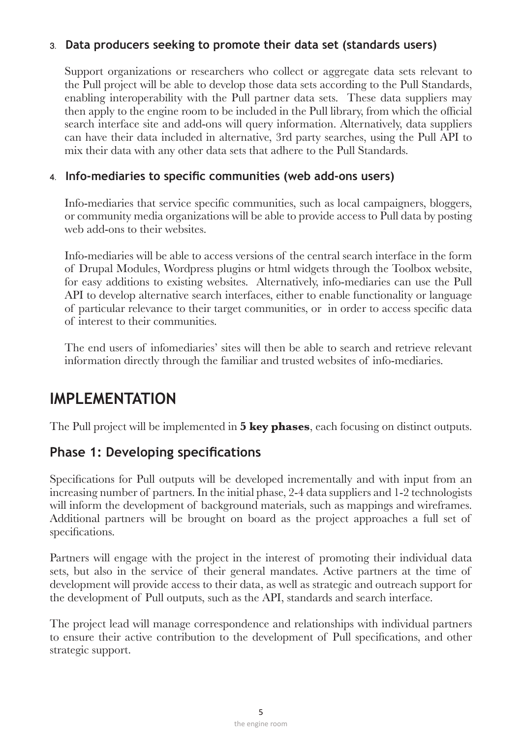3. **Data producers seeking to promote their data set (standards users)**

   Support organizations or researchers who collect or aggregate data sets relevant to the Pull project will be able to develop those data sets according to the Pull Standards, enabling interoperability with the Pull partner data sets. These data suppliers may then apply to the engine room to be included in the Pull library, from which the official search interface site and add-ons will query information. Alternatively, data suppliers can have their data included in alternative, 3rd party searches, using the Pull API to mix their data with any other data sets that adhere to the Pull Standards.

4. **Info-mediaries to specific communities (web add-ons users)**

   Info-mediaries that service specific communities, such as local campaigners, bloggers, or community media organizations will be able to provide access to Pull data by posting web add-ons to their websites.

   Info-mediaries will be able to access versions of the central search interface in the form of Drupal Modules, Wordpress plugins or html widgets through the Toolbox website, for easy additions to existing websites. Alternatively, info-mediaries can use the Pull API to develop alternative search interfaces, either to enable functionality or language of particular relevance to their target communities, or in order to access specific data of interest to their communities.

   The end users of infomediaries' sites will then be able to search and retrieve relevant information directly through the familiar and trusted websites of info-mediaries.

# IMPLEMENTATION

The Pull project will be implemented in **5 key phases**, each focusing on distinct outputs.

## Phase 1: Developing specifications

Specifications for Pull outputs will be developed incrementally and with input from an increasing number of partners. In the initial phase, 2-4 data suppliers and 1-2 technologists will inform the development of background materials, such as mappings and wireframes. Additional partners will be brought on board as the project approaches a full set of specifications.

Partners will engage with the project in the interest of promoting their individual data sets, but also in the service of their general mandates. Active partners at the time of development will provide access to their data, as well as strategic and outreach support for the development of Pull outputs, such as the API, standards and search interface.

The project lead will manage correspondence and relationships with individual partners to ensure their active contribution to the development of Pull specifications, and other strategic support.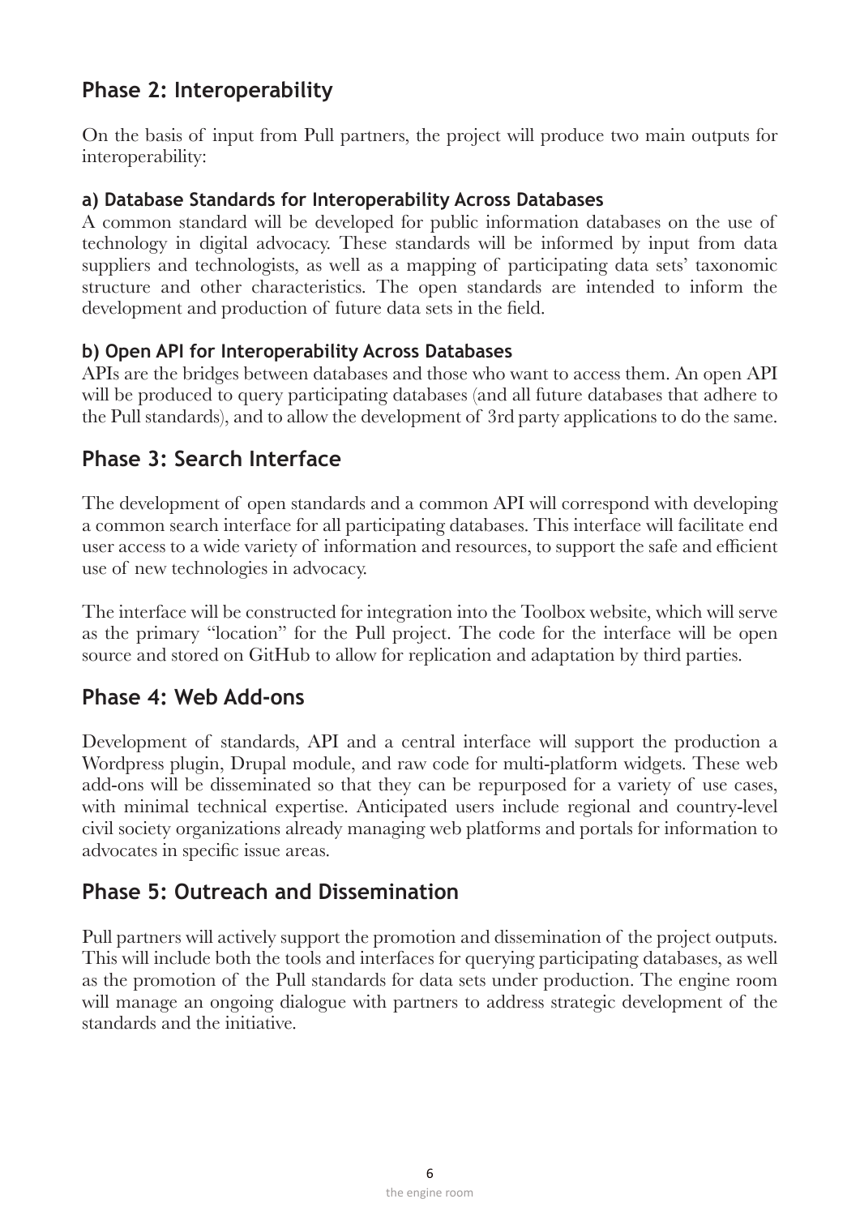## Phase 2: Interoperability

On the basis of input from Pull partners, the project will produce two main outputs for interoperability:

### a) Database Standards for Interoperability Across Databases

A common standard will be developed for public information databases on the use of technology in digital advocacy. These standards will be informed by input from data suppliers and technologists, as well as a mapping of participating data sets' taxonomic structure and other characteristics. The open standards are intended to inform the development and production of future data sets in the field.

### b) Open API for Interoperability Across Databases

APIs are the bridges between databases and those who want to access them. An open API will be produced to query participating databases (and all future databases that adhere to the Pull standards), and to allow the development of 3rd party applications to do the same.

## Phase 3: Search Interface

The development of open standards and a common API will correspond with developing a common search interface for all participating databases. This interface will facilitate end user access to a wide variety of information and resources, to support the safe and efficient use of new technologies in advocacy.

The interface will be constructed for integration into the Toolbox website, which will serve as the primary "location" for the Pull project. The code for the interface will be open source and stored on GitHub to allow for replication and adaptation by third parties.

## Phase 4: Web Add-ons

Development of standards, API and a central interface will support the production a Wordpress plugin, Drupal module, and raw code for multi-platform widgets. These web add-ons will be disseminated so that they can be repurposed for a variety of use cases, with minimal technical expertise. Anticipated users include regional and country-level civil society organizations already managing web platforms and portals for information to advocates in specific issue areas.

## Phase 5: Outreach and Dissemination

Pull partners will actively support the promotion and dissemination of the project outputs. This will include both the tools and interfaces for querying participating databases, as well as the promotion of the Pull standards for data sets under production. The engine room will manage an ongoing dialogue with partners to address strategic development of the standards and the initiative.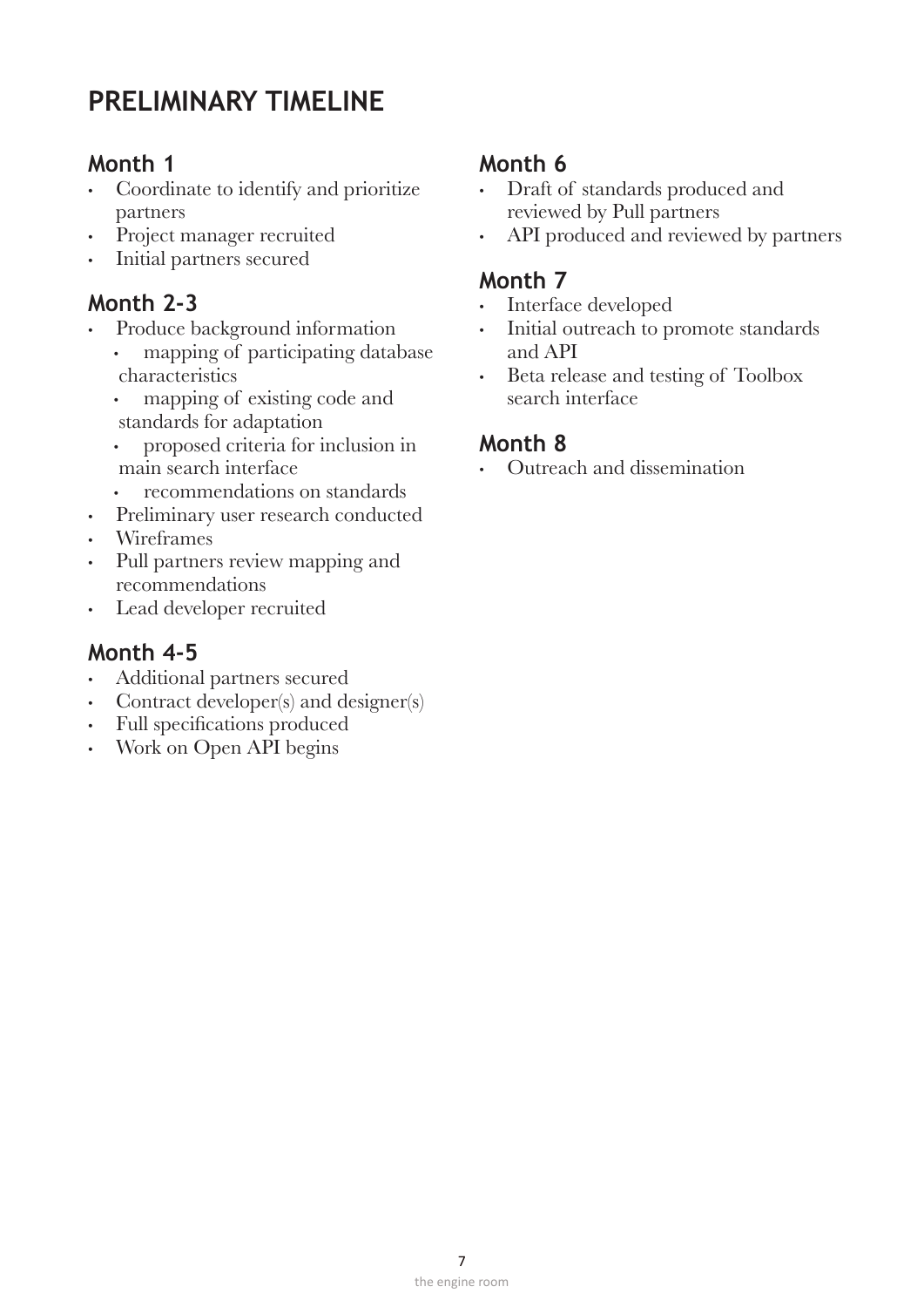# PRELIMINARY TIMELINE

## Month 1

- Coordinate to identify and prioritize partners
- Project manager recruited
- Initial partners secured

## Month 2-3

- Produce background information
  - mapping of participating database characteristics
  - mapping of existing code and standards for adaptation
  - proposed criteria for inclusion in main search interface
  - recommendations on standards
- Preliminary user research conducted
- Wireframes
- Pull partners review mapping and recommendations
- Lead developer recruited

## Month 4-5

- Additional partners secured
- Contract developer(s) and designer(s)
- Full specifications produced
- Work on Open API begins

## Month 6

- Draft of standards produced and reviewed by Pull partners
- API produced and reviewed by partners

## Month 7

- Interface developed
- Initial outreach to promote standards and API
- Beta release and testing of Toolbox search interface

## Month 8

- Outreach and dissemination